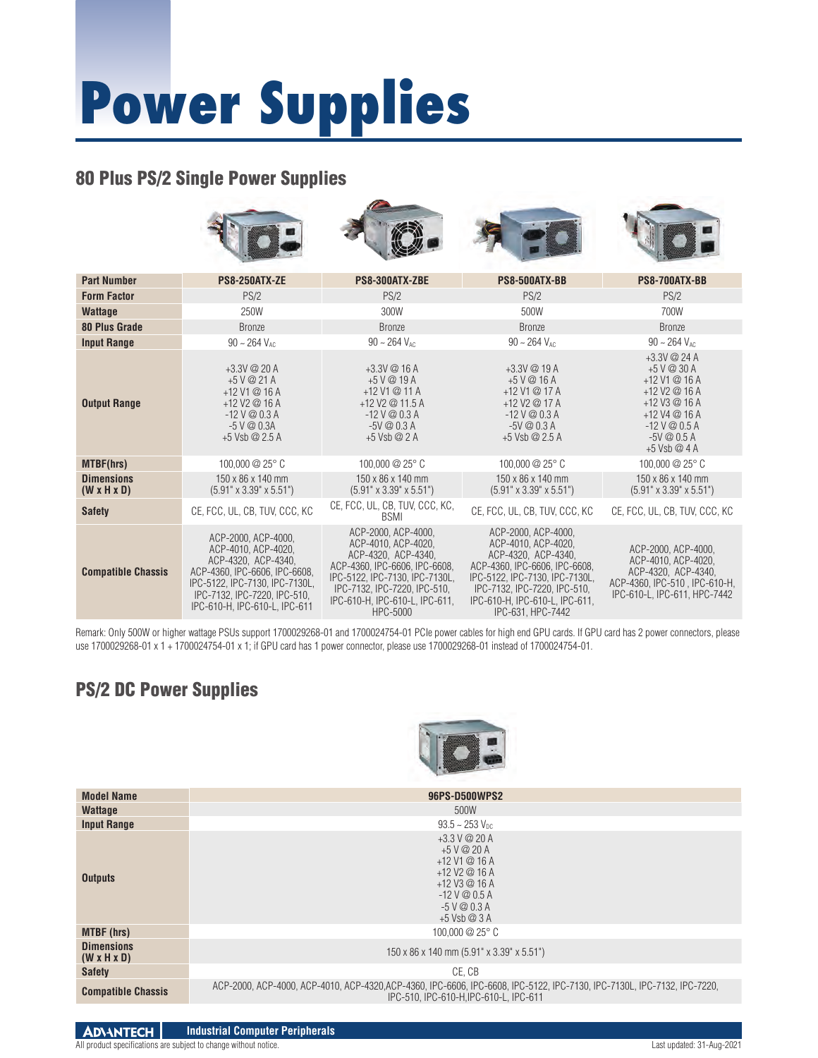# Power Supplies

## 80 Plus PS/2 Single Power Supplies

| Part Number | PS8-250ATX-ZE | PS8-300ATX-ZBE | PS8-500ATX-BB | PS8-700ATX-BB |
|---|---|---|---|---|
| Form Factor | PS/2 | PS/2 | PS/2 | PS/2 |
| Wattage | 250W | 300W | 500W | 700W |
| 80 Plus Grade | Bronze | Bronze | Bronze | Bronze |
| Input Range | 90 ~ 264 $V_{AC}$ | 90 ~ 264 $V_{AC}$ | 90 ~ 264 $V_{AC}$ | 90 ~ 264 $V_{AC}$ |
| Output Range | +3.3V @ 20 A<br>+5 V @ 21 A<br>+12 V1 @ 16 A<br>+12 V2 @ 16 A<br>-12 V @ 0.3 A<br>-5 V @ 0.3A<br>+5 Vsb @ 2.5 A | +3.3V @ 16 A<br>+5 V @ 19 A<br>+12 V1 @ 11 A<br>+12 V2 @ 11.5 A<br>-12 V @ 0.3 A<br>-5V @ 0.3 A<br>+5 Vsb @ 2 A | +3.3V @ 19 A<br>+5 V @ 16 A<br>+12 V1 @ 17 A<br>+12 V2 @ 17 A<br>-12 V @ 0.3 A<br>-5V @ 0.3 A<br>+5 Vsb @ 2.5 A | +3.3V @ 24 A<br>+5 V @ 30 A<br>+12 V1 @ 16 A<br>+12 V2 @ 16 A<br>+12 V3 @ 16 A<br>+12 V4 @ 16 A<br>-12 V @ 0.5 A<br>-5V @ 0.5 A<br>+5 Vsb @ 4 A |
| MTBF(hrs) | 100,000 @ 25° C | 100,000 @ 25° C | 100,000 @ 25° C | 100,000 @ 25° C |
| Dimensions (W x H x D) | 150 x 86 x 140 mm (5.91" x 3.39" x 5.51") | 150 x 86 x 140 mm (5.91" x 3.39" x 5.51") | 150 x 86 x 140 mm (5.91" x 3.39" x 5.51") | 150 x 86 x 140 mm (5.91" x 3.39" x 5.51") |
| Safety | CE, FCC, UL, CB, TUV, CCC, KC | CE, FCC, UL, CB, TUV, CCC, KC, BSMI | CE, FCC, UL, CB, TUV, CCC, KC | CE, FCC, UL, CB, TUV, CCC, KC |
| Compatible Chassis | ACP-2000, ACP-4000, ACP-4010, ACP-4020, ACP-4320, ACP-4340, ACP-4360, IPC-6606, IPC-6608, IPC-5122, IPC-7130, IPC-7130L, IPC-7132, IPC-7220, IPC-510, IPC-610-H, IPC-610-L, IPC-611 | ACP-2000, ACP-4000, ACP-4010, ACP-4020, ACP-4320, ACP-4340, ACP-4360, IPC-6606, IPC-6608, IPC-5122, IPC-7130, IPC-7130L, IPC-7132, IPC-7220, IPC-510, IPC-610-H, IPC-610-L, IPC-611, HPC-5000 | ACP-2000, ACP-4000, ACP-4010, ACP-4020, ACP-4320, ACP-4340, ACP-4360, IPC-6606, IPC-6608, IPC-5122, IPC-7130, IPC-7130L, IPC-7132, IPC-7220, IPC-510, IPC-610-H, IPC-610-L, IPC-611, IPC-631, HPC-7442 | ACP-2000, ACP-4000, ACP-4010, ACP-4020, ACP-4320, ACP-4340, ACP-4360, IPC-510 , IPC-610-H, IPC-610-L, IPC-611, HPC-7442 |

Remark: Only 500W or higher wattage PSUs support 1700029268-01 and 1700024754-01 PCIe power cables for high end GPU cards. If GPU card has 2 power connectors, please use 1700029268-01 x 1 + 1700024754-01 x 1; if GPU card has 1 power connector, please use 1700029268-01 instead of 1700024754-01.

## PS/2 DC Power Supplies

| Model Name | 96PS-D500WPS2 |
|---|---|
| Wattage | 500W |
| Input Range | 93.5 ~ 253 $V_{DC}$ |
| Outputs | +3.3 V @ 20 A<br>+5 V @ 20 A<br>+12 V1 @ 16 A<br>+12 V2 @ 16 A<br>+12 V3 @ 16 A<br>-12 V @ 0.5 A<br>-5 V @ 0.3 A<br>+5 Vsb @ 3 A |
| MTBF (hrs) | 100,000 @ 25° C |
| Dimensions (W x H x D) | 150 x 86 x 140 mm (5.91" x 3.39" x 5.51") |
| Safety | CE, CB |
| Compatible Chassis | ACP-2000, ACP-4000, ACP-4010, ACP-4320,ACP-4360, IPC-6606, IPC-6608, IPC-5122, IPC-7130, IPC-7130L, IPC-7132, IPC-7220, IPC-510, IPC-610-H,IPC-610-L, IPC-611 |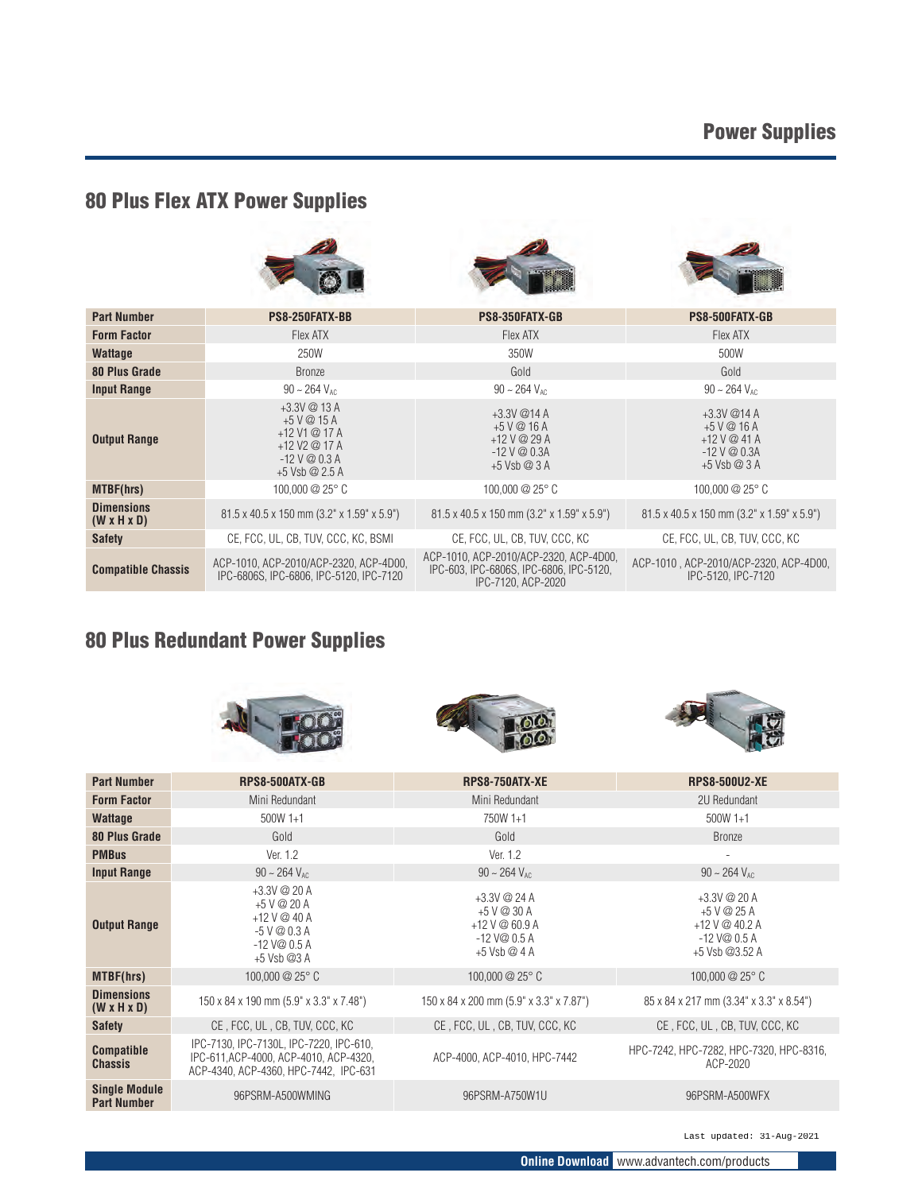## 80 Plus Flex ATX Power Supplies

| Part Number | PS8-250FATX-BB | PS8-350FATX-GB | PS8-500FATX-GB |
|---|---|---|---|
| Form Factor | Flex ATX | Flex ATX | Flex ATX |
| Wattage | 250W | 350W | 500W |
| 80 Plus Grade | Bronze | Gold | Gold |
| Input Range | 90 ~ 264 $V_{AC}$ | 90 ~ 264 $V_{AC}$ | 90 ~ 264 $V_{AC}$ |
| Output Range | +3.3V @ 13 A<br>+5 V @ 15 A<br>+12 V1 @ 17 A<br>+12 V2 @ 17 A<br>-12 V @ 0.3 A<br>+5 Vsb @ 2.5 A | +3.3V @14 A<br>+5 V @ 16 A<br>+12 V @ 29 A<br>-12 V @ 0.3A<br>+5 Vsb @ 3 A | +3.3V @14 A<br>+5 V @ 16 A<br>+12 V @ 41 A<br>-12 V @ 0.3A<br>+5 Vsb @ 3 A |
| MTBF(hrs) | 100,000 @ 25° C | 100,000 @ 25° C | 100,000 @ 25° C |
| Dimensions (W x H x D) | 81.5 x 40.5 x 150 mm (3.2" x 1.59" x 5.9") | 81.5 x 40.5 x 150 mm (3.2" x 1.59" x 5.9") | 81.5 x 40.5 x 150 mm (3.2" x 1.59" x 5.9") |
| Safety | CE, FCC, UL, CB, TUV, CCC, KC, BSMI | CE, FCC, UL, CB, TUV, CCC, KC | CE, FCC, UL, CB, TUV, CCC, KC |
| Compatible Chassis | ACP-1010, ACP-2010/ACP-2320, ACP-4D00, IPC-6806S, IPC-6806, IPC-5120, IPC-7120 | ACP-1010, ACP-2010/ACP-2320, ACP-4D00, IPC-603, IPC-6806S, IPC-6806, IPC-5120, IPC-7120, ACP-2020 | ACP-1010 , ACP-2010/ACP-2320, ACP-4D00, IPC-5120, IPC-7120 |

## 80 Plus Redundant Power Supplies

| Part Number | RPS8-500ATX-GB | RPS8-750ATX-XE | RPS8-500U2-XE |
|---|---|---|---|
| Form Factor | Mini Redundant | Mini Redundant | 2U Redundant |
| Wattage | 500W 1+1 | 750W 1+1 | 500W 1+1 |
| 80 Plus Grade | Gold | Gold | Bronze |
| PMBus | Ver. 1.2 | Ver. 1.2 | - |
| Input Range | 90 ~ 264 $V_{AC}$ | 90 ~ 264 $V_{AC}$ | 90 ~ 264 $V_{AC}$ |
| Output Range | +3.3V @ 20 A<br>+5 V @ 20 A<br>+12 V @ 40 A<br>-5 V @ 0.3 A<br>-12 V@ 0.5 A<br>+5 Vsb @3 A | +3.3V @ 24 A<br>+5 V @ 30 A<br>+12 V @ 60.9 A<br>-12 V@ 0.5 A<br>+5 Vsb @ 4 A | +3.3V @ 20 A<br>+5 V @ 25 A<br>+12 V @ 40.2 A<br>-12 V@ 0.5 A<br>+5 Vsb @3.52 A |
| MTBF(hrs) | 100,000 @ 25° C | 100,000 @ 25° C | 100,000 @ 25° C |
| Dimensions (W x H x D) | 150 x 84 x 190 mm (5.9" x 3.3" x 7.48") | 150 x 84 x 200 mm (5.9" x 3.3" x 7.87") | 85 x 84 x 217 mm (3.34" x 3.3" x 8.54") |
| Safety | CE , FCC, UL , CB, TUV, CCC, KC | CE , FCC, UL , CB, TUV, CCC, KC | CE , FCC, UL , CB, TUV, CCC, KC |
| Compatible Chassis | IPC-7130, IPC-7130L, IPC-7220, IPC-610, IPC-611,ACP-4000, ACP-4010, ACP-4320, ACP-4340, ACP-4360, HPC-7442, IPC-631 | ACP-4000, ACP-4010, HPC-7442 | HPC-7242, HPC-7282, HPC-7320, HPC-8316, ACP-2020 |
| Single Module Part Number | 96PSRM-A500WMING | 96PSRM-A750W1U | 96PSRM-A500WFX |

Last updated: 31-Aug-2021